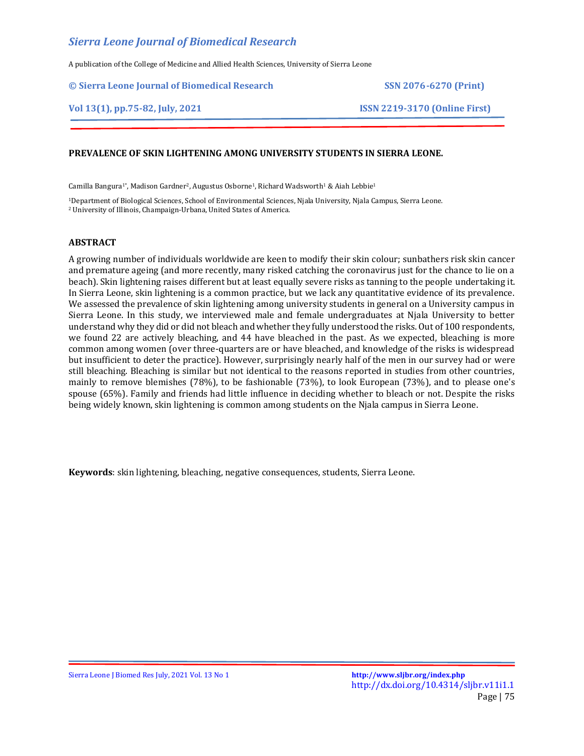# PREVALENCE OF SKIN LIGHTENING AMONG UNIVERSITY STUDENTS IN SIERRA LEONE.

Camilla Bangura[1*], Madison Gardner[2], Augustus Osborne[1], Richard Wadsworth[1] & Aiah Lebbie[1]

[1]Department of Biological Sciences, School of Environmental Sciences, Njala University, Njala Campus, Sierra Leone.
[2] University of Illinois, Champaign-Urbana, United States of America.

## ABSTRACT

A growing number of individuals worldwide are keen to modify their skin colour; sunbathers risk skin cancer and premature ageing (and more recently, many risked catching the coronavirus just for the chance to lie on a beach). Skin lightening raises different but at least equally severe risks as tanning to the people undertaking it. In Sierra Leone, skin lightening is a common practice, but we lack any quantitative evidence of its prevalence. We assessed the prevalence of skin lightening among university students in general on a University campus in Sierra Leone. In this study, we interviewed male and female undergraduates at Njala University to better understand why they did or did not bleach and whether they fully understood the risks. Out of 100 respondents, we found 22 are actively bleaching, and 44 have bleached in the past. As we expected, bleaching is more common among women (over three-quarters are or have bleached, and knowledge of the risks is widespread but insufficient to deter the practice). However, surprisingly nearly half of the men in our survey had or were still bleaching. Bleaching is similar but not identical to the reasons reported in studies from other countries, mainly to remove blemishes (78%), to be fashionable (73%), to look European (73%), and to please one's spouse (65%). Family and friends had little influence in deciding whether to bleach or not. Despite the risks being widely known, skin lightening is common among students on the Njala campus in Sierra Leone.

**Keywords**: skin lightening, bleaching, negative consequences, students, Sierra Leone.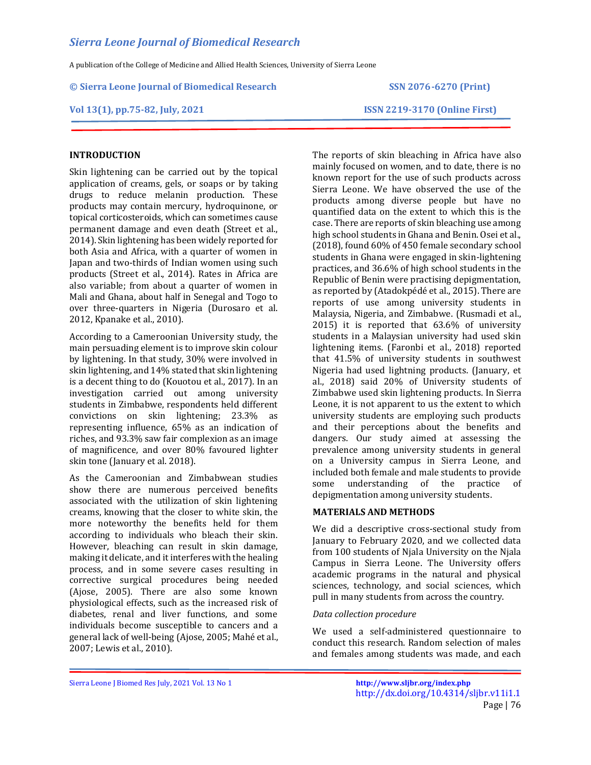## INTRODUCTION

Skin lightening can be carried out by the topical application of creams, gels, or soaps or by taking drugs to reduce melanin production. These products may contain mercury, hydroquinone, or topical corticosteroids, which can sometimes cause permanent damage and even death (Street et al., 2014). Skin lightening has been widely reported for both Asia and Africa, with a quarter of women in Japan and two-thirds of Indian women using such products (Street et al., 2014). Rates in Africa are also variable; from about a quarter of women in Mali and Ghana, about half in Senegal and Togo to over three-quarters in Nigeria (Durosaro et al. 2012, Kpanake et al., 2010).

According to a Cameroonian University study, the main persuading element is to improve skin colour by lightening. In that study, 30% were involved in skin lightening, and 14% stated that skin lightening is a decent thing to do (Kouotou et al., 2017). In an investigation carried out among university students in Zimbabwe, respondents held different convictions on skin lightening; 23.3% as representing influence, 65% as an indication of riches, and 93.3% saw fair complexion as an image of magnificence, and over 80% favoured lighter skin tone (January et al. 2018).

As the Cameroonian and Zimbabwean studies show there are numerous perceived benefits associated with the utilization of skin lightening creams, knowing that the closer to white skin, the more noteworthy the benefits held for them according to individuals who bleach their skin. However, bleaching can result in skin damage, making it delicate, and it interferes with the healing process, and in some severe cases resulting in corrective surgical procedures being needed (Ajose, 2005). There are also some known physiological effects, such as the increased risk of diabetes, renal and liver functions, and some individuals become susceptible to cancers and a general lack of well-being (Ajose, 2005; Mahé et al., 2007; Lewis et al., 2010).

The reports of skin bleaching in Africa have also mainly focused on women, and to date, there is no known report for the use of such products across Sierra Leone. We have observed the use of the products among diverse people but have no quantified data on the extent to which this is the case. There are reports of skin bleaching use among high school students in Ghana and Benin. Osei et al., (2018), found 60% of 450 female secondary school students in Ghana were engaged in skin-lightening practices, and 36.6% of high school students in the Republic of Benin were practising depigmentation, as reported by (Atadokpédé et al., 2015). There are reports of use among university students in Malaysia, Nigeria, and Zimbabwe. (Rusmadi et al., 2015) it is reported that 63.6% of university students in a Malaysian university had used skin lightening items. (Faronbi et al., 2018) reported that 41.5% of university students in southwest Nigeria had used lightning products. (January, et al., 2018) said 20% of University students of Zimbabwe used skin lightening products. In Sierra Leone, it is not apparent to us the extent to which university students are employing such products and their perceptions about the benefits and dangers. Our study aimed at assessing the prevalence among university students in general on a University campus in Sierra Leone, and included both female and male students to provide some understanding of the practice of depigmentation among university students.

## MATERIALS AND METHODS

We did a descriptive cross-sectional study from January to February 2020, and we collected data from 100 students of Njala University on the Njala Campus in Sierra Leone. The University offers academic programs in the natural and physical sciences, technology, and social sciences, which pull in many students from across the country.

### *Data collection procedure*

We used a self-administered questionnaire to conduct this research. Random selection of males and females among students was made, and each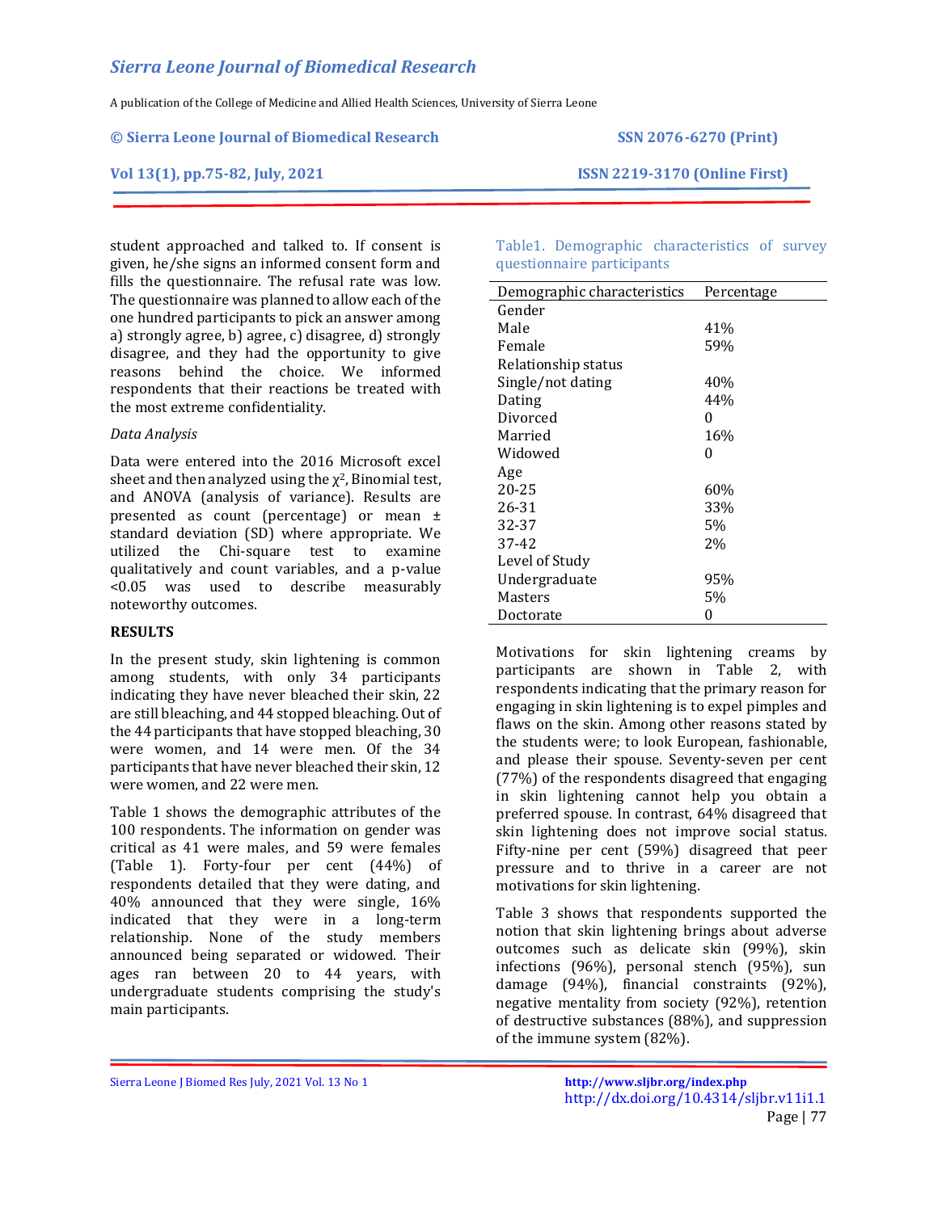student approached and talked to. If consent is given, he/she signs an informed consent form and fills the questionnaire. The refusal rate was low. The questionnaire was planned to allow each of the one hundred participants to pick an answer among a) strongly agree, b) agree, c) disagree, d) strongly disagree, and they had the opportunity to give reasons behind the choice. We informed respondents that their reactions be treated with the most extreme confidentiality.

*Data Analysis*

Data were entered into the 2016 Microsoft excel sheet and then analyzed using the $\chi^2$, Binomial test, and ANOVA (analysis of variance). Results are presented as count (percentage) or mean ± standard deviation (SD) where appropriate. We utilized the Chi-square test to examine qualitatively and count variables, and a p-value <0.05 was used to describe measurably noteworthy outcomes.

**RESULTS**

In the present study, skin lightening is common among students, with only 34 participants indicating they have never bleached their skin, 22 are still bleaching, and 44 stopped bleaching. Out of the 44 participants that have stopped bleaching, 30 were women, and 14 were men. Of the 34 participants that have never bleached their skin, 12 were women, and 22 were men.

Table 1 shows the demographic attributes of the 100 respondents. The information on gender was critical as 41 were males, and 59 were females (Table 1). Forty-four per cent (44%) of respondents detailed that they were dating, and 40% announced that they were single, 16% indicated that they were in a long-term relationship. None of the study members announced being separated or widowed. Their ages ran between 20 to 44 years, with undergraduate students comprising the study's main participants.

Table1. Demographic characteristics of survey questionnaire participants

| Demographic characteristics | Percentage |
|---|---|
| Gender | |
| Male | 41% |
| Female | 59% |
| Relationship status | |
| Single/not dating | 40% |
| Dating | 44% |
| Divorced | 0 |
| Married | 16% |
| Widowed | 0 |
| Age | |
| 20-25 | 60% |
| 26-31 | 33% |
| 32-37 | 5% |
| 37-42 | 2% |
| Level of Study | |
| Undergraduate | 95% |
| Masters | 5% |
| Doctorate | 0 |

Motivations for skin lightening creams by participants are shown in Table 2, with respondents indicating that the primary reason for engaging in skin lightening is to expel pimples and flaws on the skin. Among other reasons stated by the students were; to look European, fashionable, and please their spouse. Seventy-seven per cent (77%) of the respondents disagreed that engaging in skin lightening cannot help you obtain a preferred spouse. In contrast, 64% disagreed that skin lightening does not improve social status. Fifty-nine per cent (59%) disagreed that peer pressure and to thrive in a career are not motivations for skin lightening.

Table 3 shows that respondents supported the notion that skin lightening brings about adverse outcomes such as delicate skin (99%), skin infections (96%), personal stench (95%), sun damage (94%), financial constraints (92%), negative mentality from society (92%), retention of destructive substances (88%), and suppression of the immune system (82%).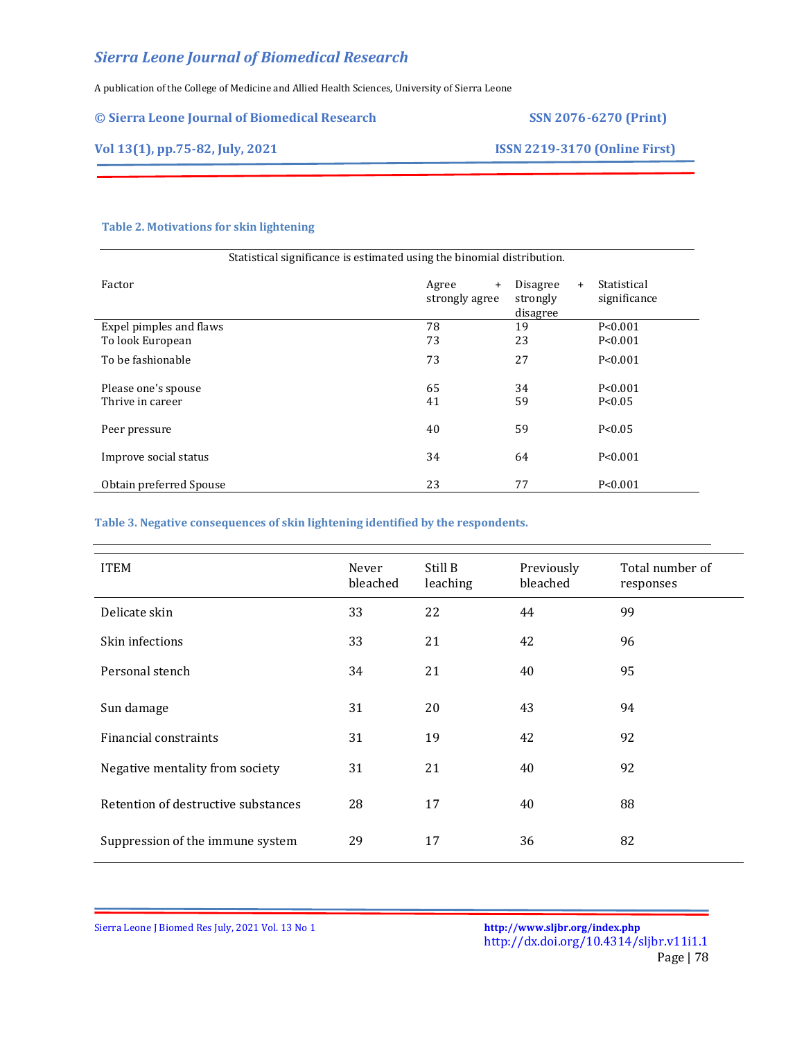**Table 2. Motivations for skin lightening**

Statistical significance is estimated using the binomial distribution.

| Factor | Agree + strongly agree | Disagree + strongly disagree | Statistical significance |
|---|---|---|---|
| Expel pimples and flaws | 78 | 19 | P<0.001 |
| To look European | 73 | 23 | P<0.001 |
| To be fashionable | 73 | 27 | P<0.001 |
| Please one's spouse | 65 | 34 | P<0.001 |
| Thrive in career | 41 | 59 | P<0.05 |
| Peer pressure | 40 | 59 | P<0.05 |
| Improve social status | 34 | 64 | P<0.001 |
| Obtain preferred Spouse | 23 | 77 | P<0.001 |

**Table 3. Negative consequences of skin lightening identified by the respondents.**

| ITEM | Never bleached | Still B leaching | Previously bleached | Total number of responses |
|---|---|---|---|---|
| Delicate skin | 33 | 22 | 44 | 99 |
| Skin infections | 33 | 21 | 42 | 96 |
| Personal stench | 34 | 21 | 40 | 95 |
| Sun damage | 31 | 20 | 43 | 94 |
| Financial constraints | 31 | 19 | 42 | 92 |
| Negative mentality from society | 31 | 21 | 40 | 92 |
| Retention of destructive substances | 28 | 17 | 40 | 88 |
| Suppression of the immune system | 29 | 17 | 36 | 82 |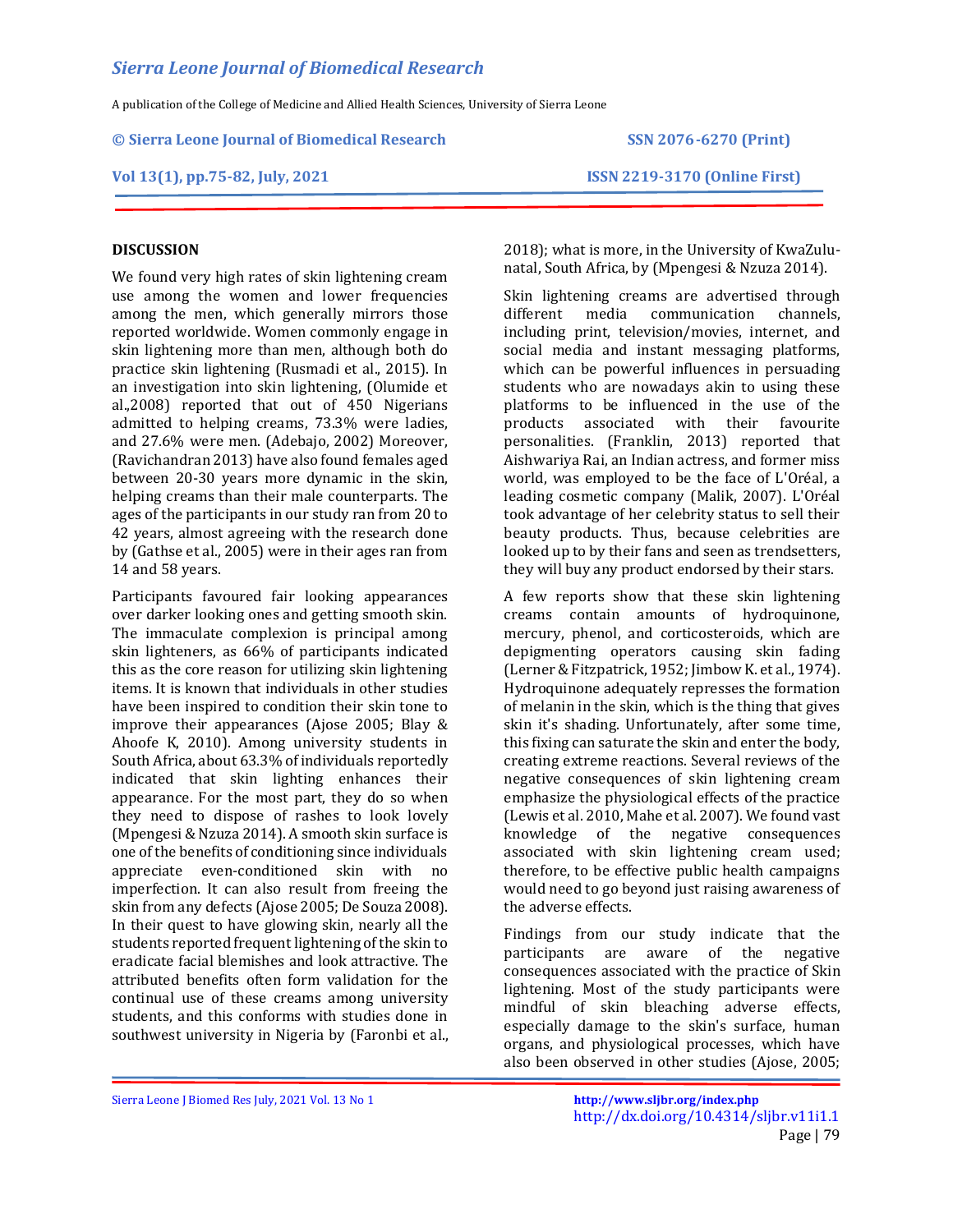## DISCUSSION

We found very high rates of skin lightening cream use among the women and lower frequencies among the men, which generally mirrors those reported worldwide. Women commonly engage in skin lightening more than men, although both do practice skin lightening (Rusmadi et al., 2015). In an investigation into skin lightening, (Olumide et al.,2008) reported that out of 450 Nigerians admitted to helping creams, 73.3% were ladies, and 27.6% were men. (Adebajo, 2002) Moreover, (Ravichandran 2013) have also found females aged between 20-30 years more dynamic in the skin, helping creams than their male counterparts. The ages of the participants in our study ran from 20 to 42 years, almost agreeing with the research done by (Gathse et al., 2005) were in their ages ran from 14 and 58 years.

Participants favoured fair looking appearances over darker looking ones and getting smooth skin. The immaculate complexion is principal among skin lighteners, as 66% of participants indicated this as the core reason for utilizing skin lightening items. It is known that individuals in other studies have been inspired to condition their skin tone to improve their appearances (Ajose 2005; Blay & Ahoofe K, 2010). Among university students in South Africa, about 63.3% of individuals reportedly indicated that skin lighting enhances their appearance. For the most part, they do so when they need to dispose of rashes to look lovely (Mpengesi & Nzuza 2014). A smooth skin surface is one of the benefits of conditioning since individuals appreciate even-conditioned skin with no imperfection. It can also result from freeing the skin from any defects (Ajose 2005; De Souza 2008). In their quest to have glowing skin, nearly all the students reported frequent lightening of the skin to eradicate facial blemishes and look attractive. The attributed benefits often form validation for the continual use of these creams among university students, and this conforms with studies done in southwest university in Nigeria by (Faronbi et al., 2018); what is more, in the University of KwaZulu-natal, South Africa, by (Mpengesi & Nzuza 2014).

Skin lightening creams are advertised through different media communication channels, including print, television/movies, internet, and social media and instant messaging platforms, which can be powerful influences in persuading students who are nowadays akin to using these platforms to be influenced in the use of the products associated with their favourite personalities. (Franklin, 2013) reported that Aishwariya Rai, an Indian actress, and former miss world, was employed to be the face of L'Oréal, a leading cosmetic company (Malik, 2007). L'Oréal took advantage of her celebrity status to sell their beauty products. Thus, because celebrities are looked up to by their fans and seen as trendsetters, they will buy any product endorsed by their stars.

A few reports show that these skin lightening creams contain amounts of hydroquinone, mercury, phenol, and corticosteroids, which are depigmenting operators causing skin fading (Lerner & Fitzpatrick, 1952; Jimbow K. et al., 1974). Hydroquinone adequately represses the formation of melanin in the skin, which is the thing that gives skin it's shading. Unfortunately, after some time, this fixing can saturate the skin and enter the body, creating extreme reactions. Several reviews of the negative consequences of skin lightening cream emphasize the physiological effects of the practice (Lewis et al. 2010, Mahe et al. 2007). We found vast knowledge of the negative consequences associated with skin lightening cream used; therefore, to be effective public health campaigns would need to go beyond just raising awareness of the adverse effects.

Findings from our study indicate that the participants are aware of the negative consequences associated with the practice of Skin lightening. Most of the study participants were mindful of skin bleaching adverse effects, especially damage to the skin's surface, human organs, and physiological processes, which have also been observed in other studies (Ajose, 2005;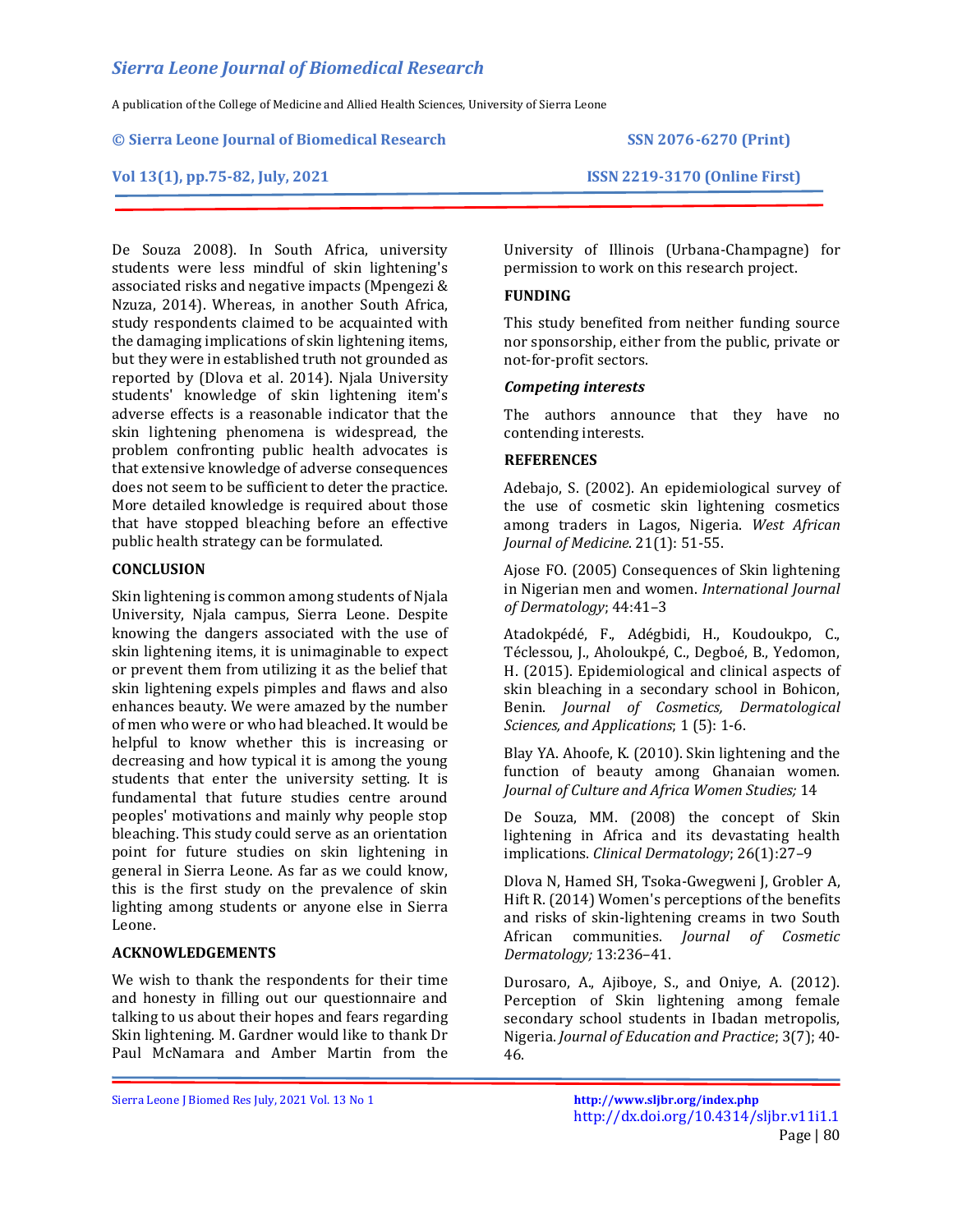De Souza 2008). In South Africa, university students were less mindful of skin lightening's associated risks and negative impacts (Mpengezi & Nzuza, 2014). Whereas, in another South Africa, study respondents claimed to be acquainted with the damaging implications of skin lightening items, but they were in established truth not grounded as reported by (Dlova et al. 2014). Njala University students' knowledge of skin lightening item's adverse effects is a reasonable indicator that the skin lightening phenomena is widespread, the problem confronting public health advocates is that extensive knowledge of adverse consequences does not seem to be sufficient to deter the practice. More detailed knowledge is required about those that have stopped bleaching before an effective public health strategy can be formulated.

## CONCLUSION

Skin lightening is common among students of Njala University, Njala campus, Sierra Leone. Despite knowing the dangers associated with the use of skin lightening items, it is unimaginable to expect or prevent them from utilizing it as the belief that skin lightening expels pimples and flaws and also enhances beauty. We were amazed by the number of men who were or who had bleached. It would be helpful to know whether this is increasing or decreasing and how typical it is among the young students that enter the university setting. It is fundamental that future studies centre around peoples' motivations and mainly why people stop bleaching. This study could serve as an orientation point for future studies on skin lightening in general in Sierra Leone. As far as we could know, this is the first study on the prevalence of skin lighting among students or anyone else in Sierra Leone.

## ACKNOWLEDGEMENTS

We wish to thank the respondents for their time and honesty in filling out our questionnaire and talking to us about their hopes and fears regarding Skin lightening. M. Gardner would like to thank Dr Paul McNamara and Amber Martin from the University of Illinois (Urbana-Champagne) for permission to work on this research project.

## FUNDING

This study benefited from neither funding source nor sponsorship, either from the public, private or not-for-profit sectors.

### *Competing interests*

The authors announce that they have no contending interests.

## REFERENCES

Adebajo, S. (2002). An epidemiological survey of the use of cosmetic skin lightening cosmetics among traders in Lagos, Nigeria. *West African Journal of Medicine*. 21(1): 51-55.

Ajose FO. (2005) Consequences of Skin lightening in Nigerian men and women. *International Journal of Dermatology*; 44:41–3

Atadokpédé, F., Adégbidi, H., Koudoukpo, C., Téclessou, J., Aholoukpé, C., Degboé, B., Yedomon, H. (2015). Epidemiological and clinical aspects of skin bleaching in a secondary school in Bohicon, Benin. *Journal of Cosmetics, Dermatological Sciences, and Applications*; 1 (5): 1-6.

Blay YA. Ahoofe, K. (2010). Skin lightening and the function of beauty among Ghanaian women. *Journal of Culture and Africa Women Studies;* 14

De Souza, MM. (2008) the concept of Skin lightening in Africa and its devastating health implications. *Clinical Dermatology*; 26(1):27–9

Dlova N, Hamed SH, Tsoka-Gwegweni J, Grobler A, Hift R. (2014) Women's perceptions of the benefits and risks of skin-lightening creams in two South African communities. *Journal of Cosmetic Dermatology;* 13:236–41.

Durosaro, A., Ajiboye, S., and Oniye, A. (2012). Perception of Skin lightening among female secondary school students in Ibadan metropolis, Nigeria. *Journal of Education and Practice*; 3(7); 40-46.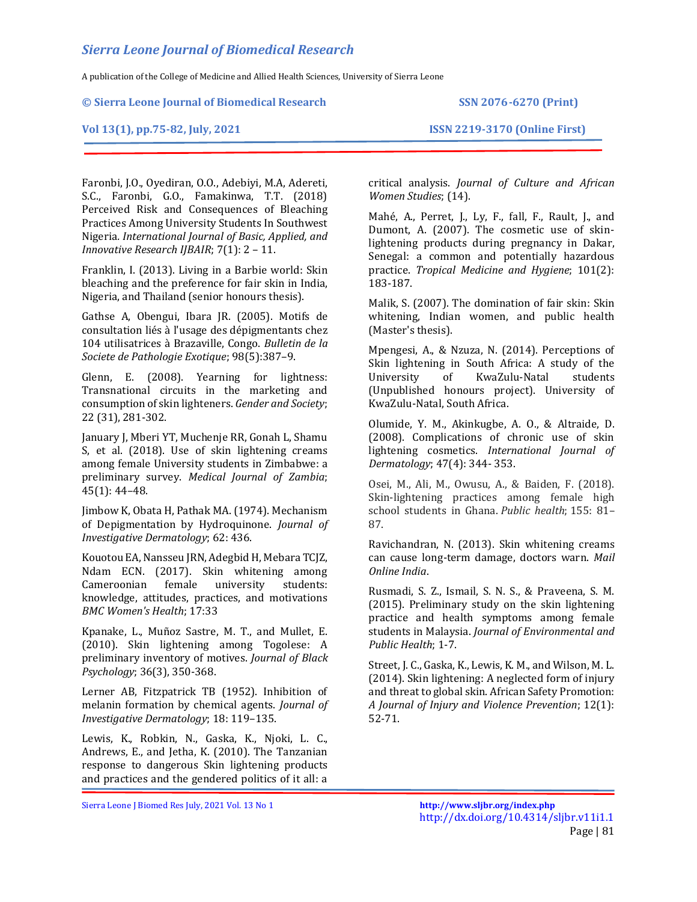Faronbi, J.O., Oyediran, O.O., Adebiyi, M.A, Adereti, S.C., Faronbi, G.O., Famakinwa, T.T. (2018) Perceived Risk and Consequences of Bleaching Practices Among University Students In Southwest Nigeria. *International Journal of Basic, Applied, and Innovative Research IJBAIR*; 7(1): 2 – 11.

Franklin, I. (2013). Living in a Barbie world: Skin bleaching and the preference for fair skin in India, Nigeria, and Thailand (senior honours thesis).

Gathse A, Obengui, Ibara JR. (2005). Motifs de consultation liés à l'usage des dépigmentants chez 104 utilisatrices à Brazaville, Congo. *Bulletin de la Societe de Pathologie Exotique*; 98(5):387–9.

Glenn, E. (2008). Yearning for lightness: Transnational circuits in the marketing and consumption of skin lighteners. *Gender and Society*; 22 (31), 281-302.

January J, Mberi YT, Muchenje RR, Gonah L, Shamu S, et al. (2018). Use of skin lightening creams among female University students in Zimbabwe: a preliminary survey. *Medical Journal of Zambia*; 45(1): 44–48.

Jimbow K, Obata H, Pathak MA. (1974). Mechanism of Depigmentation by Hydroquinone. *Journal of Investigative Dermatology*; 62: 436.

Kouotou EA, Nansseu JRN, Adegbid H, Mebara TCJZ, Ndam ECN. (2017). Skin whitening among Cameroonian female university students: knowledge, attitudes, practices, and motivations *BMC Women's Health*; 17:33

Kpanake, L., Muñoz Sastre, M. T., and Mullet, E. (2010). Skin lightening among Togolese: A preliminary inventory of motives. *Journal of Black Psychology*; 36(3), 350-368.

Lerner AB, Fitzpatrick TB (1952). Inhibition of melanin formation by chemical agents. *Journal of Investigative Dermatology*; 18: 119–135.

Lewis, K., Robkin, N., Gaska, K., Njoki, L. C., Andrews, E., and Jetha, K. (2010). The Tanzanian response to dangerous Skin lightening products and practices and the gendered politics of it all: a critical analysis. *Journal of Culture and African Women Studies*; (14).

Mahé, A., Perret, J., Ly, F., fall, F., Rault, J., and Dumont, A. (2007). The cosmetic use of skin-lightening products during pregnancy in Dakar, Senegal: a common and potentially hazardous practice. *Tropical Medicine and Hygiene*; 101(2): 183-187.

Malik, S. (2007). The domination of fair skin: Skin whitening, Indian women, and public health (Master's thesis).

Mpengesi, A., & Nzuza, N. (2014). Perceptions of Skin lightening in South Africa: A study of the University of KwaZulu-Natal students (Unpublished honours project). University of KwaZulu-Natal, South Africa.

Olumide, Y. M., Akinkugbe, A. O., & Altraide, D. (2008). Complications of chronic use of skin lightening cosmetics. *International Journal of Dermatology*; 47(4): 344- 353.

Osei, M., Ali, M., Owusu, A., & Baiden, F. (2018). Skin-lightening practices among female high school students in Ghana. *Public health*; 155: 81–87.

Ravichandran, N. (2013). Skin whitening creams can cause long-term damage, doctors warn. *Mail Online India*.

Rusmadi, S. Z., Ismail, S. N. S., & Praveena, S. M. (2015). Preliminary study on the skin lightening practice and health symptoms among female students in Malaysia. *Journal of Environmental and Public Health*; 1-7.

Street, J. C., Gaska, K., Lewis, K. M., and Wilson, M. L. (2014). Skin lightening: A neglected form of injury and threat to global skin. African Safety Promotion: *A Journal of Injury and Violence Prevention*; 12(1): 52-71.